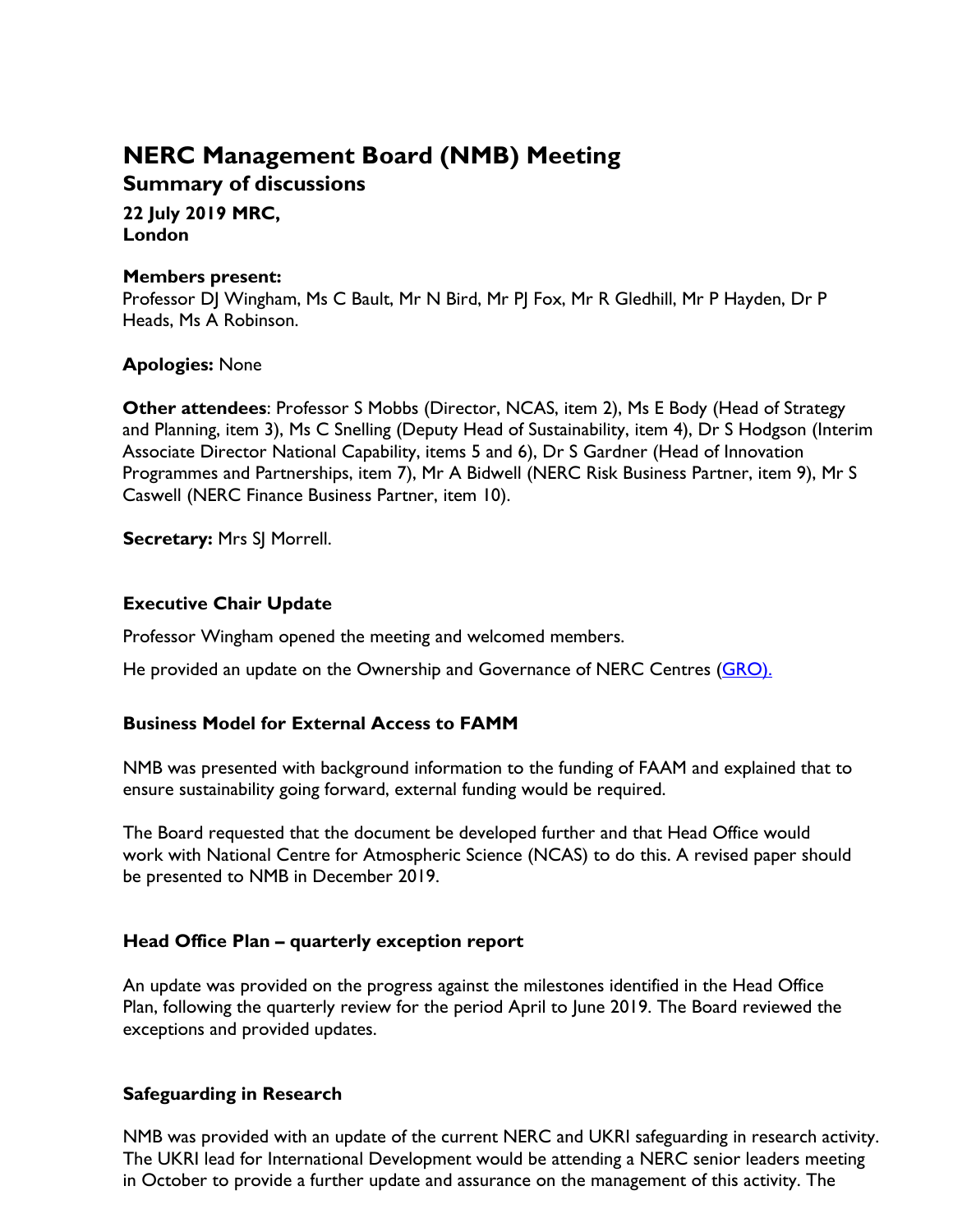# NERC Management Board (NMB) Meeting

## Summary of discussions

**22 July 2019 MRC,**
**London**

**Members present:**
Professor DJ Wingham, Ms C Bault, Mr N Bird, Mr PJ Fox, Mr R Gledhill, Mr P Hayden, Dr P Heads, Ms A Robinson.

**Apologies:** None

**Other attendees**: Professor S Mobbs (Director, NCAS, item 2), Ms E Body (Head of Strategy and Planning, item 3), Ms C Snelling (Deputy Head of Sustainability, item 4), Dr S Hodgson (Interim Associate Director National Capability, items 5 and 6), Dr S Gardner (Head of Innovation Programmes and Partnerships, item 7), Mr A Bidwell (NERC Risk Business Partner, item 9), Mr S Caswell (NERC Finance Business Partner, item 10).

**Secretary:** Mrs SJ Morrell.

### Executive Chair Update

Professor Wingham opened the meeting and welcomed members.

He provided an update on the Ownership and Governance of NERC Centres (GRO).

### Business Model for External Access to FAMM

NMB was presented with background information to the funding of FAAM and explained that to ensure sustainability going forward, external funding would be required.

The Board requested that the document be developed further and that Head Office would work with National Centre for Atmospheric Science (NCAS) to do this. A revised paper should be presented to NMB in December 2019.

### Head Office Plan – quarterly exception report

An update was provided on the progress against the milestones identified in the Head Office Plan, following the quarterly review for the period April to June 2019. The Board reviewed the exceptions and provided updates.

### Safeguarding in Research

NMB was provided with an update of the current NERC and UKRI safeguarding in research activity. The UKRI lead for International Development would be attending a NERC senior leaders meeting in October to provide a further update and assurance on the management of this activity. The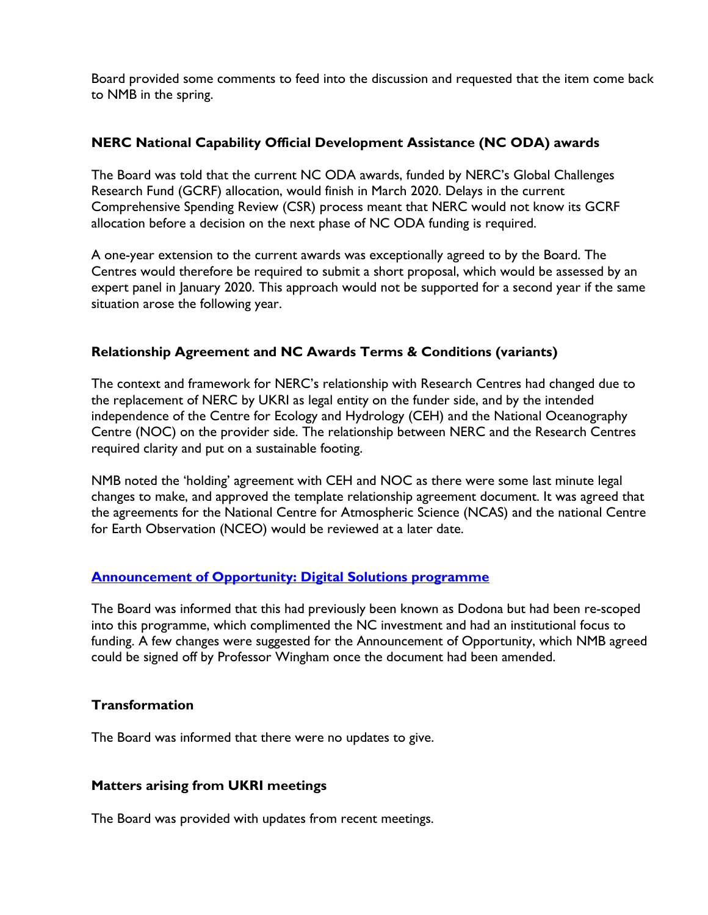Board provided some comments to feed into the discussion and requested that the item come back to NMB in the spring.

### NERC National Capability Official Development Assistance (NC ODA) awards

The Board was told that the current NC ODA awards, funded by NERC's Global Challenges Research Fund (GCRF) allocation, would finish in March 2020. Delays in the current Comprehensive Spending Review (CSR) process meant that NERC would not know its GCRF allocation before a decision on the next phase of NC ODA funding is required.

A one-year extension to the current awards was exceptionally agreed to by the Board. The Centres would therefore be required to submit a short proposal, which would be assessed by an expert panel in January 2020. This approach would not be supported for a second year if the same situation arose the following year.

### Relationship Agreement and NC Awards Terms & Conditions (variants)

The context and framework for NERC's relationship with Research Centres had changed due to the replacement of NERC by UKRI as legal entity on the funder side, and by the intended independence of the Centre for Ecology and Hydrology (CEH) and the National Oceanography Centre (NOC) on the provider side. The relationship between NERC and the Research Centres required clarity and put on a sustainable footing.

NMB noted the 'holding' agreement with CEH and NOC as there were some last minute legal changes to make, and approved the template relationship agreement document. It was agreed that the agreements for the National Centre for Atmospheric Science (NCAS) and the national Centre for Earth Observation (NCEO) would be reviewed at a later date.

### Announcement of Opportunity: Digital Solutions programme

The Board was informed that this had previously been known as Dodona but had been re-scoped into this programme, which complimented the NC investment and had an institutional focus to funding. A few changes were suggested for the Announcement of Opportunity, which NMB agreed could be signed off by Professor Wingham once the document had been amended.

### Transformation

The Board was informed that there were no updates to give.

### Matters arising from UKRI meetings

The Board was provided with updates from recent meetings.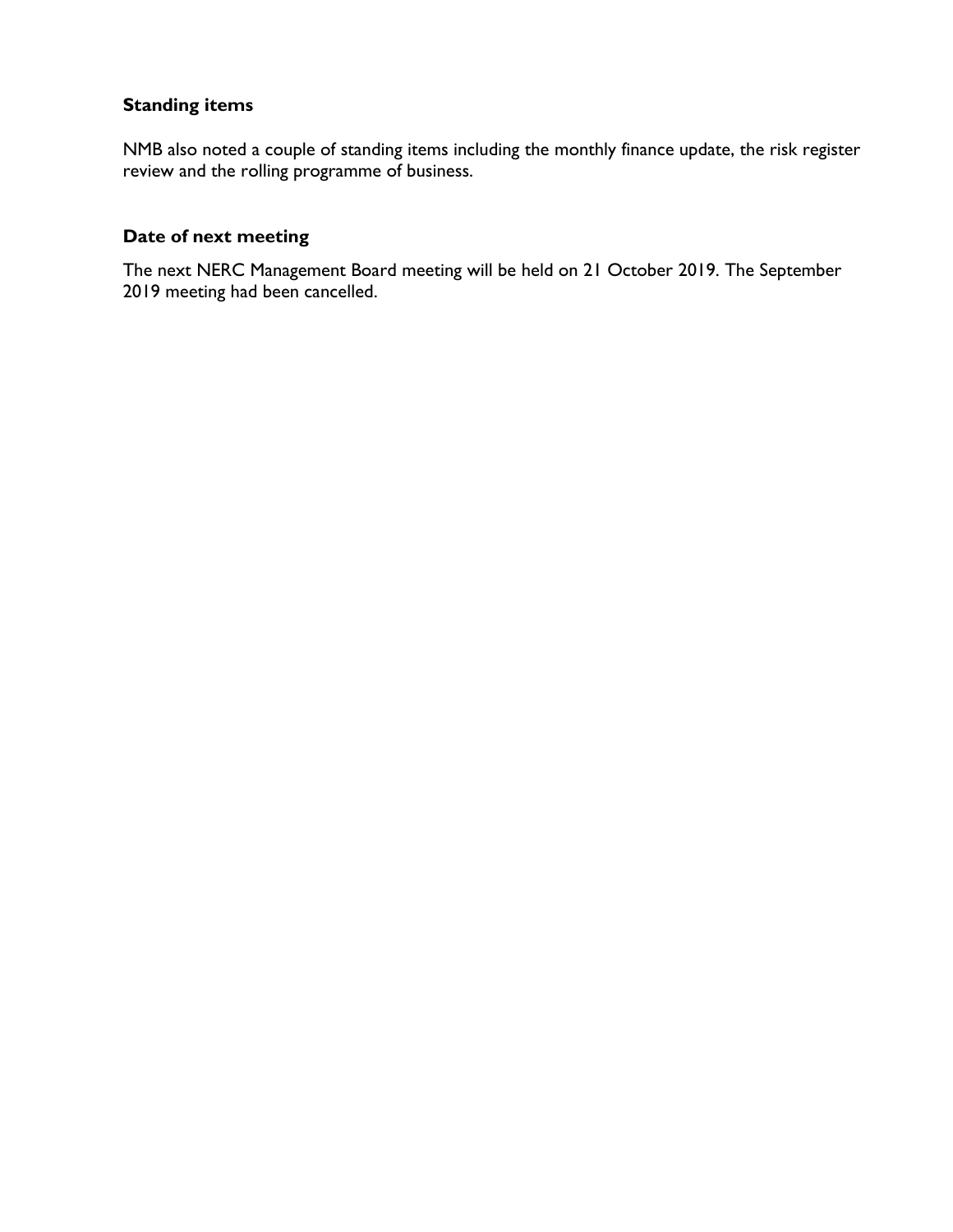### Standing items

NMB also noted a couple of standing items including the monthly finance update, the risk register review and the rolling programme of business.

### Date of next meeting

The next NERC Management Board meeting will be held on 21 October 2019. The September 2019 meeting had been cancelled.